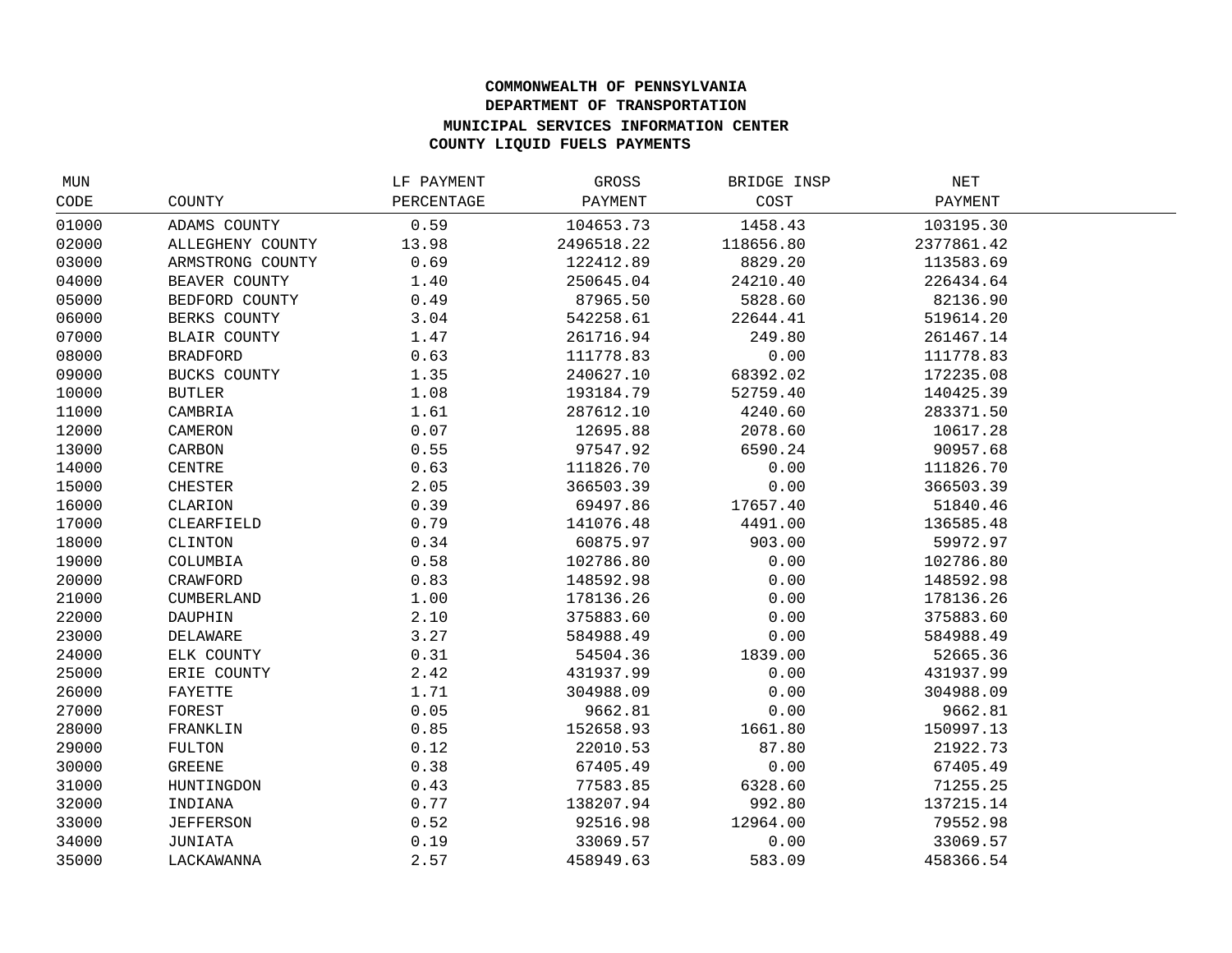**COMMONWEALTH OF PENNSYLVANIA**
**DEPARTMENT OF TRANSPORTATION**
**MUNICIPAL SERVICES INFORMATION CENTER**
**COUNTY LIQUID FUELS PAYMENTS**

| MUN CODE | COUNTY | LF PAYMENT PERCENTAGE | GROSS PAYMENT | BRIDGE INSP COST | NET PAYMENT |
|---|---|---|---|---|---|
| 01000 | ADAMS COUNTY | 0.59 | 104653.73 | 1458.43 | 103195.30 |
| 02000 | ALLEGHENY COUNTY | 13.98 | 2496518.22 | 118656.80 | 2377861.42 |
| 03000 | ARMSTRONG COUNTY | 0.69 | 122412.89 | 8829.20 | 113583.69 |
| 04000 | BEAVER COUNTY | 1.40 | 250645.04 | 24210.40 | 226434.64 |
| 05000 | BEDFORD COUNTY | 0.49 | 87965.50 | 5828.60 | 82136.90 |
| 06000 | BERKS COUNTY | 3.04 | 542258.61 | 22644.41 | 519614.20 |
| 07000 | BLAIR COUNTY | 1.47 | 261716.94 | 249.80 | 261467.14 |
| 08000 | BRADFORD | 0.63 | 111778.83 | 0.00 | 111778.83 |
| 09000 | BUCKS COUNTY | 1.35 | 240627.10 | 68392.02 | 172235.08 |
| 10000 | BUTLER | 1.08 | 193184.79 | 52759.40 | 140425.39 |
| 11000 | CAMBRIA | 1.61 | 287612.10 | 4240.60 | 283371.50 |
| 12000 | CAMERON | 0.07 | 12695.88 | 2078.60 | 10617.28 |
| 13000 | CARBON | 0.55 | 97547.92 | 6590.24 | 90957.68 |
| 14000 | CENTRE | 0.63 | 111826.70 | 0.00 | 111826.70 |
| 15000 | CHESTER | 2.05 | 366503.39 | 0.00 | 366503.39 |
| 16000 | CLARION | 0.39 | 69497.86 | 17657.40 | 51840.46 |
| 17000 | CLEARFIELD | 0.79 | 141076.48 | 4491.00 | 136585.48 |
| 18000 | CLINTON | 0.34 | 60875.97 | 903.00 | 59972.97 |
| 19000 | COLUMBIA | 0.58 | 102786.80 | 0.00 | 102786.80 |
| 20000 | CRAWFORD | 0.83 | 148592.98 | 0.00 | 148592.98 |
| 21000 | CUMBERLAND | 1.00 | 178136.26 | 0.00 | 178136.26 |
| 22000 | DAUPHIN | 2.10 | 375883.60 | 0.00 | 375883.60 |
| 23000 | DELAWARE | 3.27 | 584988.49 | 0.00 | 584988.49 |
| 24000 | ELK COUNTY | 0.31 | 54504.36 | 1839.00 | 52665.36 |
| 25000 | ERIE COUNTY | 2.42 | 431937.99 | 0.00 | 431937.99 |
| 26000 | FAYETTE | 1.71 | 304988.09 | 0.00 | 304988.09 |
| 27000 | FOREST | 0.05 | 9662.81 | 0.00 | 9662.81 |
| 28000 | FRANKLIN | 0.85 | 152658.93 | 1661.80 | 150997.13 |
| 29000 | FULTON | 0.12 | 22010.53 | 87.80 | 21922.73 |
| 30000 | GREENE | 0.38 | 67405.49 | 0.00 | 67405.49 |
| 31000 | HUNTINGDON | 0.43 | 77583.85 | 6328.60 | 71255.25 |
| 32000 | INDIANA | 0.77 | 138207.94 | 992.80 | 137215.14 |
| 33000 | JEFFERSON | 0.52 | 92516.98 | 12964.00 | 79552.98 |
| 34000 | JUNIATA | 0.19 | 33069.57 | 0.00 | 33069.57 |
| 35000 | LACKAWANNA | 2.57 | 458949.63 | 583.09 | 458366.54 |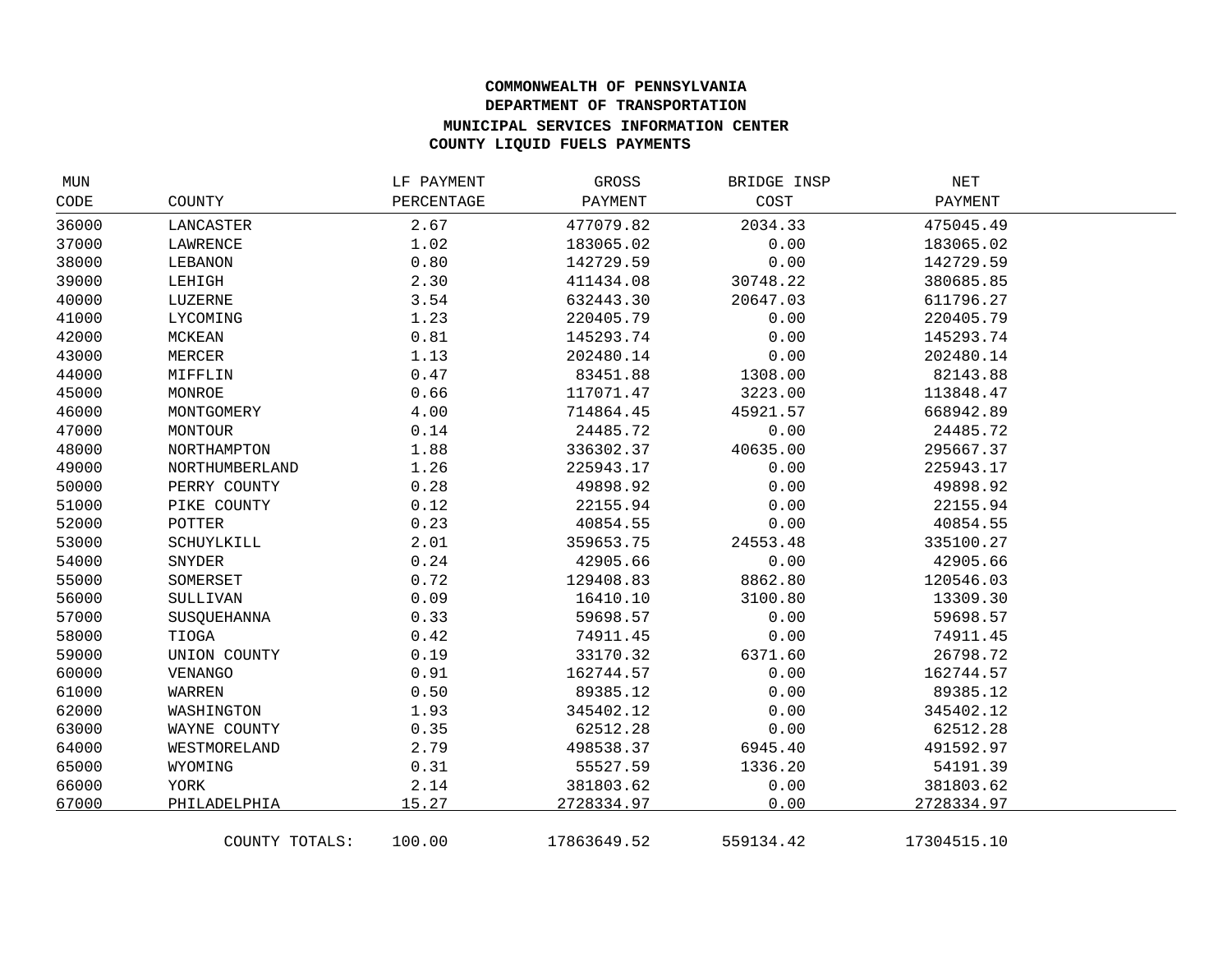**COMMONWEALTH OF PENNSYLVANIA**
**DEPARTMENT OF TRANSPORTATION**
**MUNICIPAL SERVICES INFORMATION CENTER**
**COUNTY LIQUID FUELS PAYMENTS**

| MUN CODE | COUNTY | LF PAYMENT PERCENTAGE | GROSS PAYMENT | BRIDGE INSP COST | NET PAYMENT |
|---|---|---|---|---|---|
| 36000 | LANCASTER | 2.67 | 477079.82 | 2034.33 | 475045.49 |
| 37000 | LAWRENCE | 1.02 | 183065.02 | 0.00 | 183065.02 |
| 38000 | LEBANON | 0.80 | 142729.59 | 0.00 | 142729.59 |
| 39000 | LEHIGH | 2.30 | 411434.08 | 30748.22 | 380685.85 |
| 40000 | LUZERNE | 3.54 | 632443.30 | 20647.03 | 611796.27 |
| 41000 | LYCOMING | 1.23 | 220405.79 | 0.00 | 220405.79 |
| 42000 | MCKEAN | 0.81 | 145293.74 | 0.00 | 145293.74 |
| 43000 | MERCER | 1.13 | 202480.14 | 0.00 | 202480.14 |
| 44000 | MIFFLIN | 0.47 | 83451.88 | 1308.00 | 82143.88 |
| 45000 | MONROE | 0.66 | 117071.47 | 3223.00 | 113848.47 |
| 46000 | MONTGOMERY | 4.00 | 714864.45 | 45921.57 | 668942.89 |
| 47000 | MONTOUR | 0.14 | 24485.72 | 0.00 | 24485.72 |
| 48000 | NORTHAMPTON | 1.88 | 336302.37 | 40635.00 | 295667.37 |
| 49000 | NORTHUMBERLAND | 1.26 | 225943.17 | 0.00 | 225943.17 |
| 50000 | PERRY COUNTY | 0.28 | 49898.92 | 0.00 | 49898.92 |
| 51000 | PIKE COUNTY | 0.12 | 22155.94 | 0.00 | 22155.94 |
| 52000 | POTTER | 0.23 | 40854.55 | 0.00 | 40854.55 |
| 53000 | SCHUYLKILL | 2.01 | 359653.75 | 24553.48 | 335100.27 |
| 54000 | SNYDER | 0.24 | 42905.66 | 0.00 | 42905.66 |
| 55000 | SOMERSET | 0.72 | 129408.83 | 8862.80 | 120546.03 |
| 56000 | SULLIVAN | 0.09 | 16410.10 | 3100.80 | 13309.30 |
| 57000 | SUSQUEHANNA | 0.33 | 59698.57 | 0.00 | 59698.57 |
| 58000 | TIOGA | 0.42 | 74911.45 | 0.00 | 74911.45 |
| 59000 | UNION COUNTY | 0.19 | 33170.32 | 6371.60 | 26798.72 |
| 60000 | VENANGO | 0.91 | 162744.57 | 0.00 | 162744.57 |
| 61000 | WARREN | 0.50 | 89385.12 | 0.00 | 89385.12 |
| 62000 | WASHINGTON | 1.93 | 345402.12 | 0.00 | 345402.12 |
| 63000 | WAYNE COUNTY | 0.35 | 62512.28 | 0.00 | 62512.28 |
| 64000 | WESTMORELAND | 2.79 | 498538.37 | 6945.40 | 491592.97 |
| 65000 | WYOMING | 0.31 | 55527.59 | 1336.20 | 54191.39 |
| 66000 | YORK | 2.14 | 381803.62 | 0.00 | 381803.62 |
| 67000 | PHILADELPHIA | 15.27 | 2728334.97 | 0.00 | 2728334.97 |
| | COUNTY TOTALS: | 100.00 | 17863649.52 | 559134.42 | 17304515.10 |